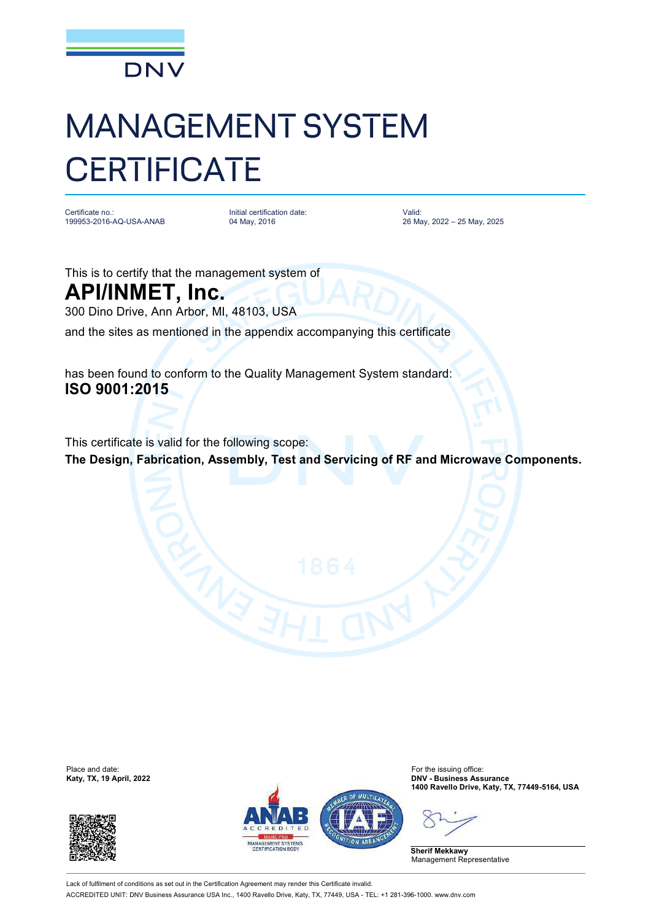DNV

# MANAGEMENT SYSTEM CERTIFICATE

Certificate no.:
199953-2016-AQ-USA-ANAB

Initial certification date:
04 May, 2016

Valid:
26 May, 2022 – 25 May, 2025

This is to certify that the management system of

## API/INMET, Inc.

300 Dino Drive, Ann Arbor, MI, 48103, USA

and the sites as mentioned in the appendix accompanying this certificate

has been found to conform to the Quality Management System standard:

**ISO 9001:2015**

This certificate is valid for the following scope:

**The Design, Fabrication, Assembly, Test and Servicing of RF and Microwave Components.**

Place and date:
**Katy, TX, 19 April, 2022**

For the issuing office:
**DNV - Business Assurance**
**1400 Ravello Drive, Katy, TX, 77449-5164, USA**

**Sherif Mekkawy**
Management Representative

Lack of fulfilment of conditions as set out in the Certification Agreement may render this Certificate invalid.
ACCREDITED UNIT: DNV Business Assurance USA Inc., 1400 Ravello Drive, Katy, TX, 77449, USA - TEL: +1 281-396-1000. www.dnv.com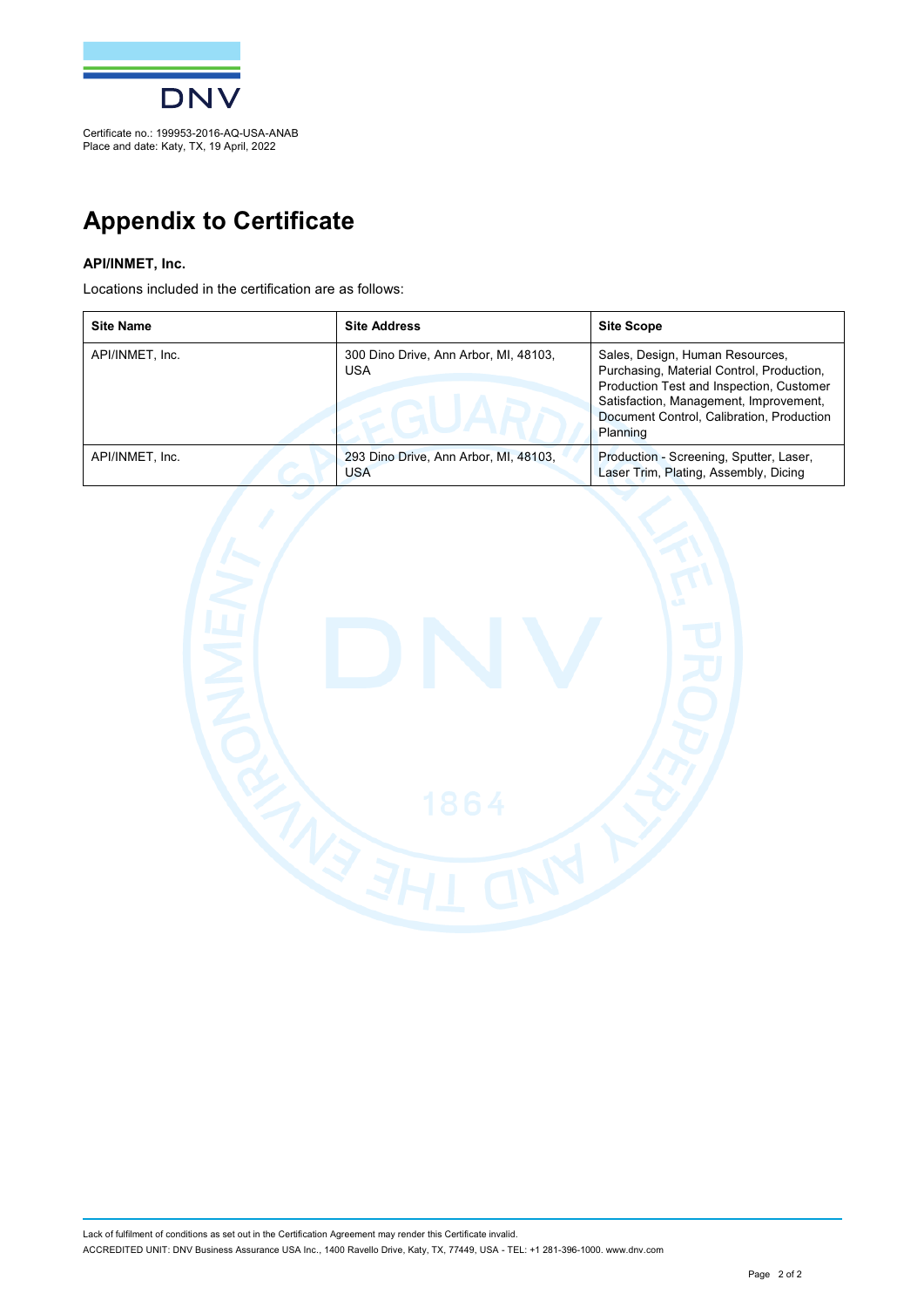Certificate no.: 199953-2016-AQ-USA-ANAB
Place and date: Katy, TX, 19 April, 2022

# Appendix to Certificate

**API/INMET, Inc.**

Locations included in the certification are as follows:

| Site Name | Site Address | Site Scope |
|---|---|---|
| API/INMET, Inc. | 300 Dino Drive, Ann Arbor, MI, 48103, USA | Sales, Design, Human Resources, Purchasing, Material Control, Production, Production Test and Inspection, Customer Satisfaction, Management, Improvement, Document Control, Calibration, Production Planning |
| API/INMET, Inc. | 293 Dino Drive, Ann Arbor, MI, 48103, USA | Production - Screening, Sputter, Laser, Laser Trim, Plating, Assembly, Dicing |

Lack of fulfilment of conditions as set out in the Certification Agreement may render this Certificate invalid.

ACCREDITED UNIT: DNV Business Assurance USA Inc., 1400 Ravello Drive, Katy, TX, 77449, USA - TEL: +1 281-396-1000. www.dnv.com